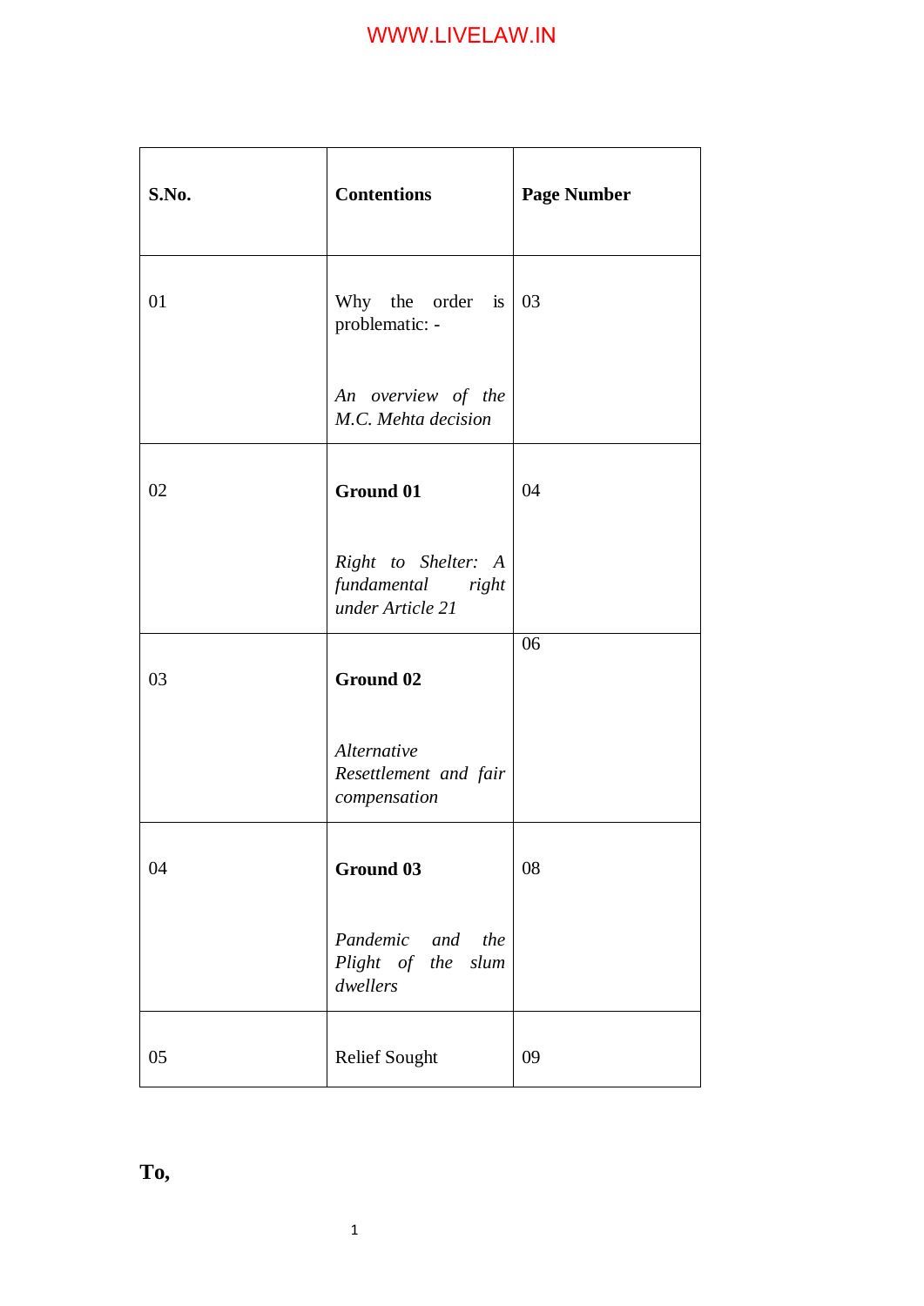| S.No. | Contentions | Page Number |
|---|---|---|
| 01 | Why the order is problematic: - *An overview of the M.C. Mehta decision* | 03 |
| 02 | **Ground 01** *Right to Shelter: A fundamental right under Article 21* | 04 |
| 03 | **Ground 02** *Alternative Resettlement and fair compensation* | 06 |
| 04 | **Ground 03** *Pandemic and the Plight of the slum dwellers* | 08 |
| 05 | Relief Sought | 09 |

**To,**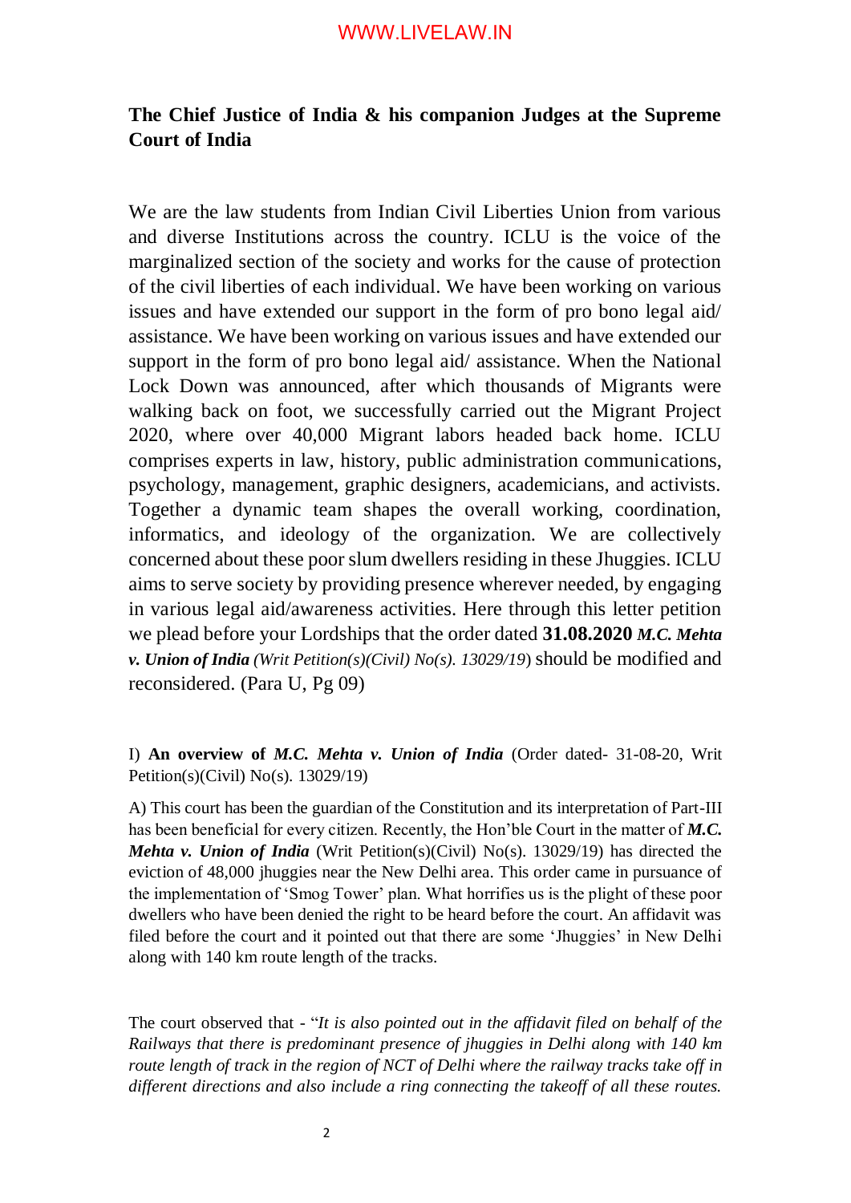**The Chief Justice of India & his companion Judges at the Supreme Court of India**

We are the law students from Indian Civil Liberties Union from various and diverse Institutions across the country. ICLU is the voice of the marginalized section of the society and works for the cause of protection of the civil liberties of each individual. We have been working on various issues and have extended our support in the form of pro bono legal aid/ assistance. We have been working on various issues and have extended our support in the form of pro bono legal aid/ assistance. When the National Lock Down was announced, after which thousands of Migrants were walking back on foot, we successfully carried out the Migrant Project 2020, where over 40,000 Migrant labors headed back home. ICLU comprises experts in law, history, public administration communications, psychology, management, graphic designers, academicians, and activists. Together a dynamic team shapes the overall working, coordination, informatics, and ideology of the organization. We are collectively concerned about these poor slum dwellers residing in these Jhuggies. ICLU aims to serve society by providing presence wherever needed, by engaging in various legal aid/awareness activities. Here through this letter petition we plead before your Lordships that the order dated **31.08.2020** ***M.C. Mehta v. Union of India*** *(Writ Petition(s)(Civil) No(s). 13029/19*) should be modified and reconsidered. (Para U, Pg 09)

I) **An overview of *M.C. Mehta v. Union of India*** (Order dated- 31-08-20, Writ Petition(s)(Civil) No(s). 13029/19)

A) This court has been the guardian of the Constitution and its interpretation of Part-III has been beneficial for every citizen. Recently, the Hon'ble Court in the matter of ***M.C. Mehta v. Union of India*** (Writ Petition(s)(Civil) No(s). 13029/19) has directed the eviction of 48,000 jhuggies near the New Delhi area. This order came in pursuance of the implementation of 'Smog Tower' plan. What horrifies us is the plight of these poor dwellers who have been denied the right to be heard before the court. An affidavit was filed before the court and it pointed out that there are some 'Jhuggies' in New Delhi along with 140 km route length of the tracks.

The court observed that - "*It is also pointed out in the affidavit filed on behalf of the Railways that there is predominant presence of jhuggies in Delhi along with 140 km route length of track in the region of NCT of Delhi where the railway tracks take off in different directions and also include a ring connecting the takeoff of all these routes.*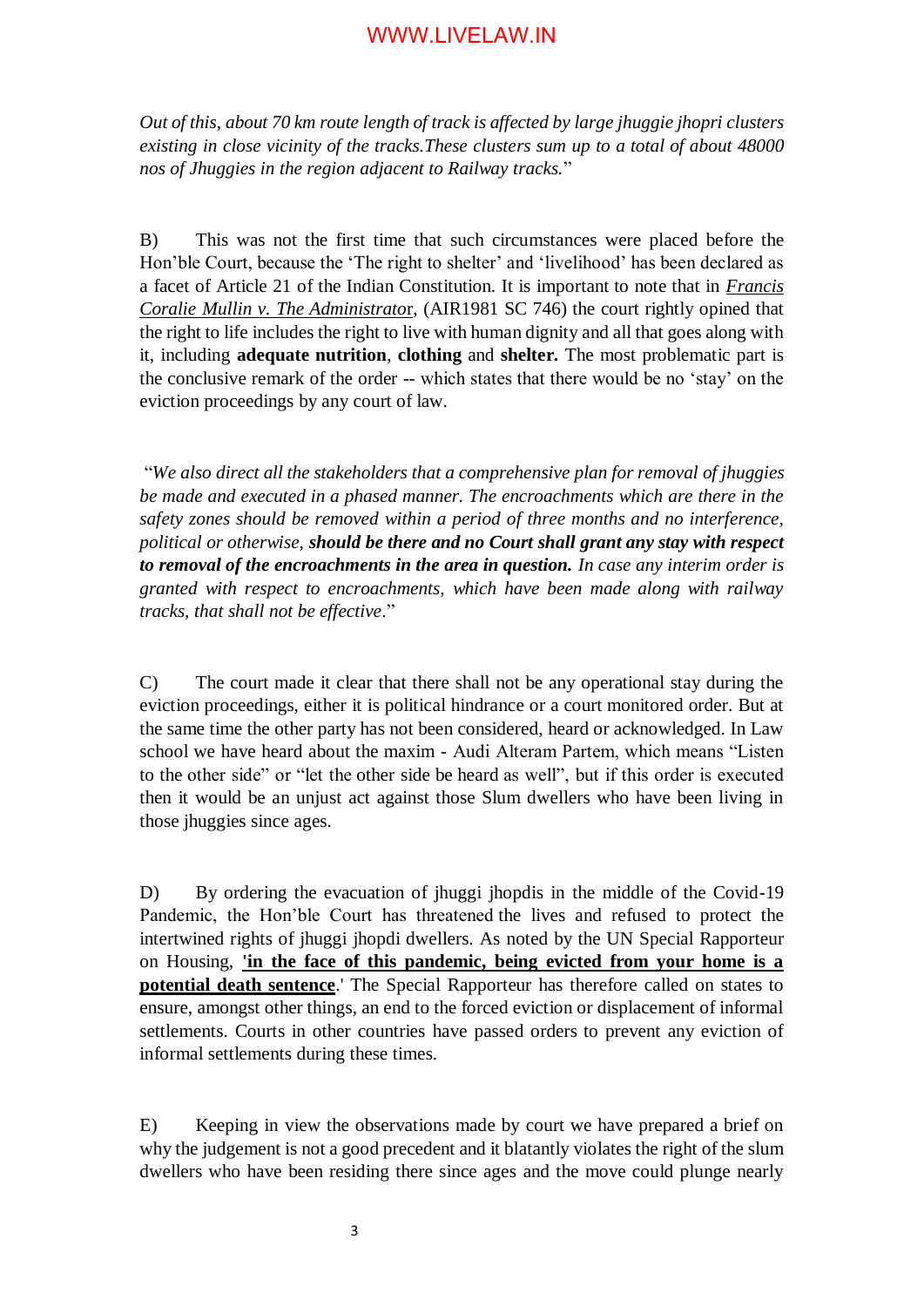*Out of this, about 70 km route length of track is affected by large jhuggie jhopri clusters existing in close vicinity of the tracks.These clusters sum up to a total of about 48000 nos of Jhuggies in the region adjacent to Railway tracks.*"

B) This was not the first time that such circumstances were placed before the Hon'ble Court, because the 'The right to shelter' and 'livelihood' has been declared as a facet of Article 21 of the Indian Constitution. It is important to note that in *Francis Coralie Mullin v. The Administrator*, (AIR1981 SC 746) the court rightly opined that the right to life includes the right to live with human dignity and all that goes along with it, including **adequate nutrition**, **clothing** and **shelter.** The most problematic part is the conclusive remark of the order -- which states that there would be no 'stay' on the eviction proceedings by any court of law.

"*We also direct all the stakeholders that a comprehensive plan for removal of jhuggies be made and executed in a phased manner. The encroachments which are there in the safety zones should be removed within a period of three months and no interference, political or otherwise,* ***should be there and no Court shall grant any stay with respect to removal of the encroachments in the area in question.*** *In case any interim order is granted with respect to encroachments, which have been made along with railway tracks, that shall not be effective*."

C) The court made it clear that there shall not be any operational stay during the eviction proceedings, either it is political hindrance or a court monitored order. But at the same time the other party has not been considered, heard or acknowledged. In Law school we have heard about the maxim - Audi Alteram Partem, which means "Listen to the other side" or "let the other side be heard as well", but if this order is executed then it would be an unjust act against those Slum dwellers who have been living in those jhuggies since ages.

D) By ordering the evacuation of jhuggi jhopdis in the middle of the Covid-19 Pandemic, the Hon'ble Court has threatened the lives and refused to protect the intertwined rights of jhuggi jhopdi dwellers. As noted by the UN Special Rapporteur on Housing, **'in the face of this pandemic, being evicted from your home is a potential death sentence**.' The Special Rapporteur has therefore called on states to ensure, amongst other things, an end to the forced eviction or displacement of informal settlements. Courts in other countries have passed orders to prevent any eviction of informal settlements during these times.

E) Keeping in view the observations made by court we have prepared a brief on why the judgement is not a good precedent and it blatantly violates the right of the slum dwellers who have been residing there since ages and the move could plunge nearly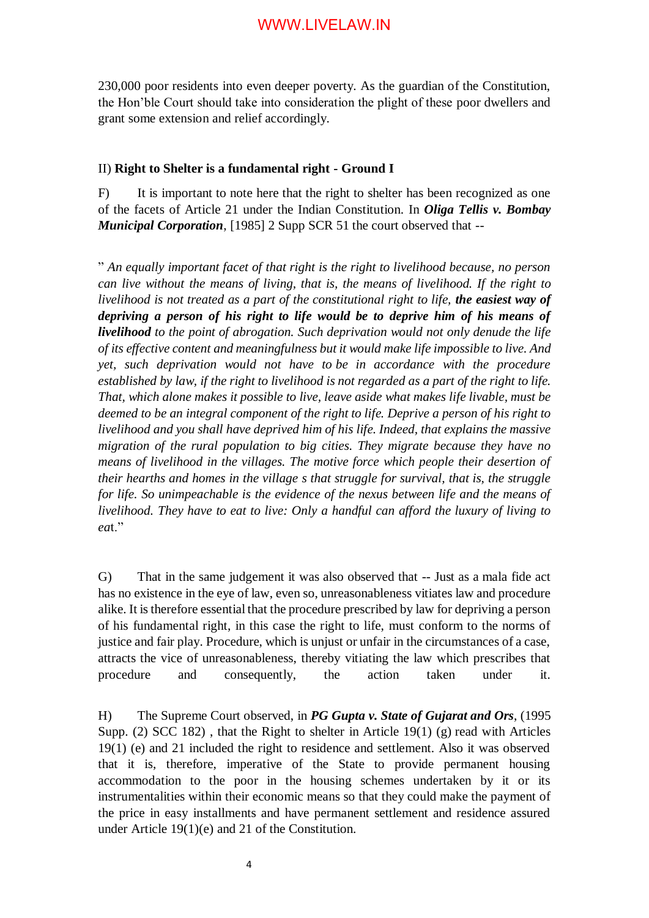230,000 poor residents into even deeper poverty. As the guardian of the Constitution, the Hon'ble Court should take into consideration the plight of these poor dwellers and grant some extension and relief accordingly.

II) **Right to Shelter is a fundamental right - Ground I**

F) It is important to note here that the right to shelter has been recognized as one of the facets of Article 21 under the Indian Constitution. In ***Oliga Tellis v. Bombay Municipal Corporation***, [1985] 2 Supp SCR 51 the court observed that --

" *An equally important facet of that right is the right to livelihood because, no person can live without the means of living, that is, the means of livelihood. If the right to livelihood is not treated as a part of the constitutional right to life,* ***the easiest way of depriving a person of his right to life would be to deprive him of his means of livelihood*** *to the point of abrogation. Such deprivation would not only denude the life of its effective content and meaningfulness but it would make life impossible to live. And yet, such deprivation would not have to be in accordance with the procedure established by law, if the right to livelihood is not regarded as a part of the right to life. That, which alone makes it possible to live, leave aside what makes life livable, must be deemed to be an integral component of the right to life. Deprive a person of his right to livelihood and you shall have deprived him of his life. Indeed, that explains the massive migration of the rural population to big cities. They migrate because they have no means of livelihood in the villages. The motive force which people their desertion of their hearths and homes in the village s that struggle for survival, that is, the struggle for life. So unimpeachable is the evidence of the nexus between life and the means of livelihood. They have to eat to live: Only a handful can afford the luxury of living to eat*."

G) That in the same judgement it was also observed that -- Just as a mala fide act has no existence in the eye of law, even so, unreasonableness vitiates law and procedure alike. It is therefore essential that the procedure prescribed by law for depriving a person of his fundamental right, in this case the right to life, must conform to the norms of justice and fair play. Procedure, which is unjust or unfair in the circumstances of a case, attracts the vice of unreasonableness, thereby vitiating the law which prescribes that procedure and consequently, the action taken under it.

H) The Supreme Court observed, in ***PG Gupta v. State of Gujarat and Ors***, (1995 Supp. (2) SCC 182) , that the Right to shelter in Article 19(1) (g) read with Articles 19(1) (e) and 21 included the right to residence and settlement. Also it was observed that it is, therefore, imperative of the State to provide permanent housing accommodation to the poor in the housing schemes undertaken by it or its instrumentalities within their economic means so that they could make the payment of the price in easy installments and have permanent settlement and residence assured under Article 19(1)(e) and 21 of the Constitution.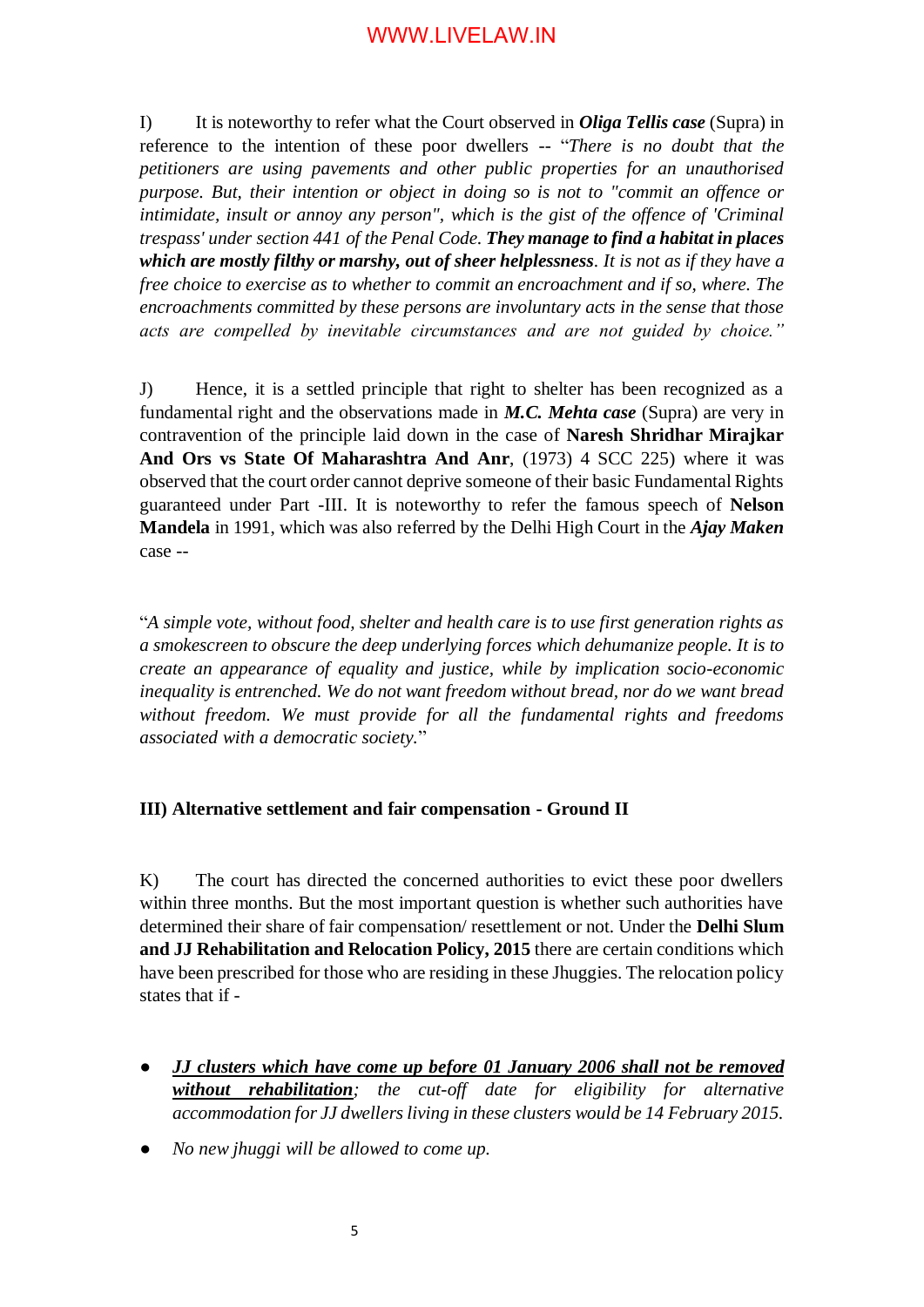I) It is noteworthy to refer what the Court observed in ***Oliga Tellis case*** (Supra) in reference to the intention of these poor dwellers -- "*There is no doubt that the petitioners are using pavements and other public properties for an unauthorised purpose. But, their intention or object in doing so is not to "commit an offence or intimidate, insult or annoy any person", which is the gist of the offence of 'Criminal trespass' under section 441 of the Penal Code.* ***They manage to find a habitat in places which are mostly filthy or marshy, out of sheer helplessness****. It is not as if they have a free choice to exercise as to whether to commit an encroachment and if so, where. The encroachments committed by these persons are involuntary acts in the sense that those acts are compelled by inevitable circumstances and are not guided by choice.*"

J) Hence, it is a settled principle that right to shelter has been recognized as a fundamental right and the observations made in ***M.C. Mehta case*** (Supra) are very in contravention of the principle laid down in the case of **Naresh Shridhar Mirajkar And Ors vs State Of Maharashtra And Anr**, (1973) 4 SCC 225) where it was observed that the court order cannot deprive someone of their basic Fundamental Rights guaranteed under Part -III. It is noteworthy to refer the famous speech of **Nelson Mandela** in 1991, which was also referred by the Delhi High Court in the ***Ajay Maken*** case --

"*A simple vote, without food, shelter and health care is to use first generation rights as a smokescreen to obscure the deep underlying forces which dehumanize people. It is to create an appearance of equality and justice, while by implication socio-economic inequality is entrenched. We do not want freedom without bread, nor do we want bread without freedom. We must provide for all the fundamental rights and freedoms associated with a democratic society.*"

### III) Alternative settlement and fair compensation - Ground II

K) The court has directed the concerned authorities to evict these poor dwellers within three months. But the most important question is whether such authorities have determined their share of fair compensation/ resettlement or not. Under the **Delhi Slum and JJ Rehabilitation and Relocation Policy, 2015** there are certain conditions which have been prescribed for those who are residing in these Jhuggies. The relocation policy states that if -

- ***<u>JJ clusters which have come up before 01 January 2006 shall not be removed without rehabilitation</u>****; the cut-off date for eligibility for alternative accommodation for JJ dwellers living in these clusters would be 14 February 2015.*
- *No new jhuggi will be allowed to come up.*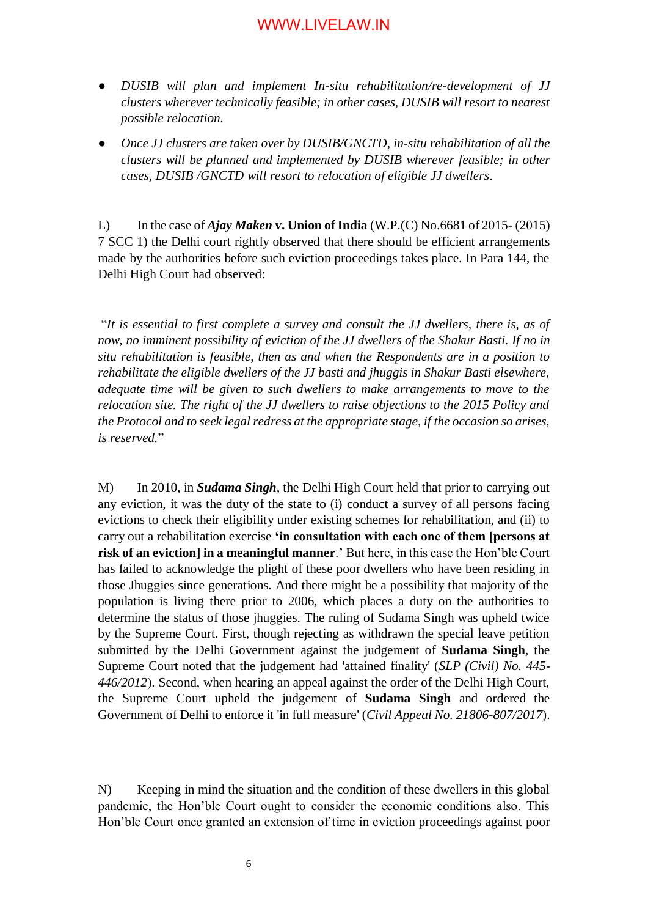- *DUSIB will plan and implement In-situ rehabilitation/re-development of JJ clusters wherever technically feasible; in other cases, DUSIB will resort to nearest possible relocation.*
- *Once JJ clusters are taken over by DUSIB/GNCTD, in-situ rehabilitation of all the clusters will be planned and implemented by DUSIB wherever feasible; in other cases, DUSIB /GNCTD will resort to relocation of eligible JJ dwellers*.

L) In the case of ***Ajay Maken* v. Union of India** (W.P.(C) No.6681 of 2015- (2015) 7 SCC 1) the Delhi court rightly observed that there should be efficient arrangements made by the authorities before such eviction proceedings takes place. In Para 144, the Delhi High Court had observed:

"*It is essential to first complete a survey and consult the JJ dwellers, there is, as of now, no imminent possibility of eviction of the JJ dwellers of the Shakur Basti. If no in situ rehabilitation is feasible, then as and when the Respondents are in a position to rehabilitate the eligible dwellers of the JJ basti and jhuggis in Shakur Basti elsewhere, adequate time will be given to such dwellers to make arrangements to move to the relocation site. The right of the JJ dwellers to raise objections to the 2015 Policy and the Protocol and to seek legal redress at the appropriate stage, if the occasion so arises, is reserved.*"

M) In 2010, in ***Sudama Singh***, the Delhi High Court held that prior to carrying out any eviction, it was the duty of the state to (i) conduct a survey of all persons facing evictions to check their eligibility under existing schemes for rehabilitation, and (ii) to carry out a rehabilitation exercise **'in consultation with each one of them [persons at risk of an eviction] in a meaningful manner**.' But here, in this case the Hon'ble Court has failed to acknowledge the plight of these poor dwellers who have been residing in those Jhuggies since generations. And there might be a possibility that majority of the population is living there prior to 2006, which places a duty on the authorities to determine the status of those jhuggies. The ruling of Sudama Singh was upheld twice by the Supreme Court. First, though rejecting as withdrawn the special leave petition submitted by the Delhi Government against the judgement of **Sudama Singh**, the Supreme Court noted that the judgement had 'attained finality' (*SLP (Civil) No. 445-446/2012*). Second, when hearing an appeal against the order of the Delhi High Court, the Supreme Court upheld the judgement of **Sudama Singh** and ordered the Government of Delhi to enforce it 'in full measure' (*Civil Appeal No. 21806-807/2017*).

N) Keeping in mind the situation and the condition of these dwellers in this global pandemic, the Hon'ble Court ought to consider the economic conditions also. This Hon'ble Court once granted an extension of time in eviction proceedings against poor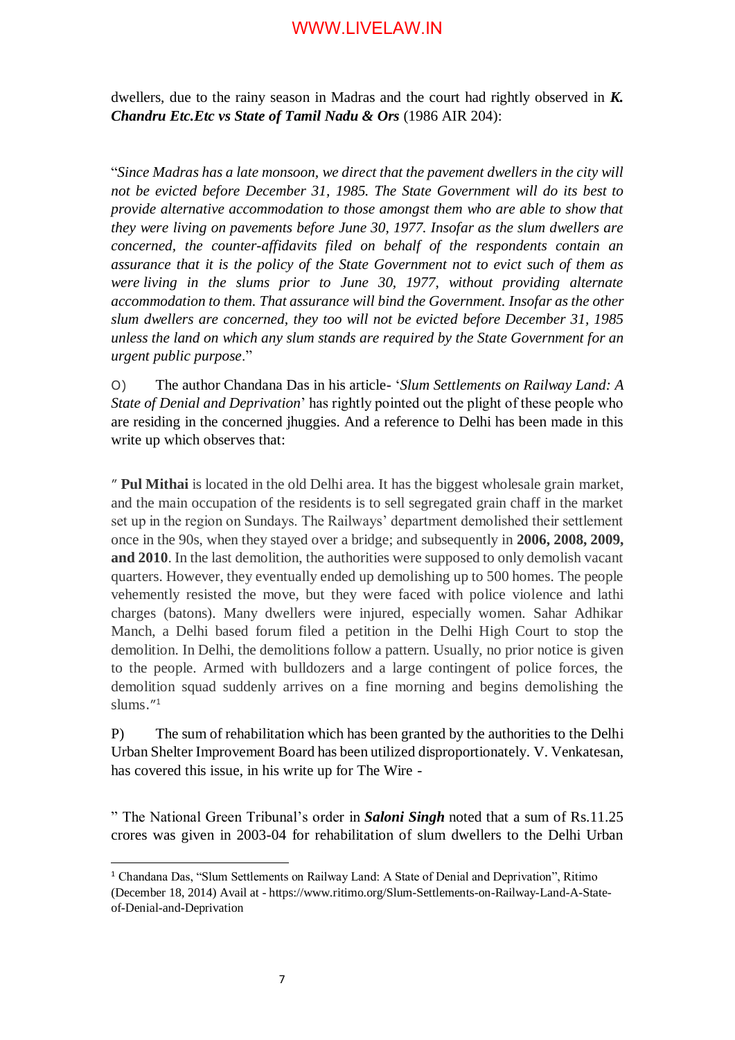dwellers, due to the rainy season in Madras and the court had rightly observed in ***K. Chandru Etc.Etc vs State of Tamil Nadu & Ors*** (1986 AIR 204):

"*Since Madras has a late monsoon, we direct that the pavement dwellers in the city will not be evicted before December 31, 1985. The State Government will do its best to provide alternative accommodation to those amongst them who are able to show that they were living on pavements before June 30, 1977. Insofar as the slum dwellers are concerned, the counter-affidavits filed on behalf of the respondents contain an assurance that it is the policy of the State Government not to evict such of them as were living in the slums prior to June 30, 1977, without providing alternate accommodation to them. That assurance will bind the Government. Insofar as the other slum dwellers are concerned, they too will not be evicted before December 31, 1985 unless the land on which any slum stands are required by the State Government for an urgent public purpose*."

O) The author Chandana Das in his article- '*Slum Settlements on Railway Land: A State of Denial and Deprivation*' has rightly pointed out the plight of these people who are residing in the concerned jhuggies. And a reference to Delhi has been made in this write up which observes that:

" **Pul Mithai** is located in the old Delhi area. It has the biggest wholesale grain market, and the main occupation of the residents is to sell segregated grain chaff in the market set up in the region on Sundays. The Railways' department demolished their settlement once in the 90s, when they stayed over a bridge; and subsequently in **2006, 2008, 2009, and 2010**. In the last demolition, the authorities were supposed to only demolish vacant quarters. However, they eventually ended up demolishing up to 500 homes. The people vehemently resisted the move, but they were faced with police violence and lathi charges (batons). Many dwellers were injured, especially women. Sahar Adhikar Manch, a Delhi based forum filed a petition in the Delhi High Court to stop the demolition. In Delhi, the demolitions follow a pattern. Usually, no prior notice is given to the people. Armed with bulldozers and a large contingent of police forces, the demolition squad suddenly arrives on a fine morning and begins demolishing the slums."[1]

P) The sum of rehabilitation which has been granted by the authorities to the Delhi Urban Shelter Improvement Board has been utilized disproportionately. V. Venkatesan, has covered this issue, in his write up for The Wire -

" The National Green Tribunal's order in ***Saloni Singh*** noted that a sum of Rs.11.25 crores was given in 2003-04 for rehabilitation of slum dwellers to the Delhi Urban

---

[1] Chandana Das, "Slum Settlements on Railway Land: A State of Denial and Deprivation", Ritimo (December 18, 2014) Avail at - https://www.ritimo.org/Slum-Settlements-on-Railway-Land-A-State-of-Denial-and-Deprivation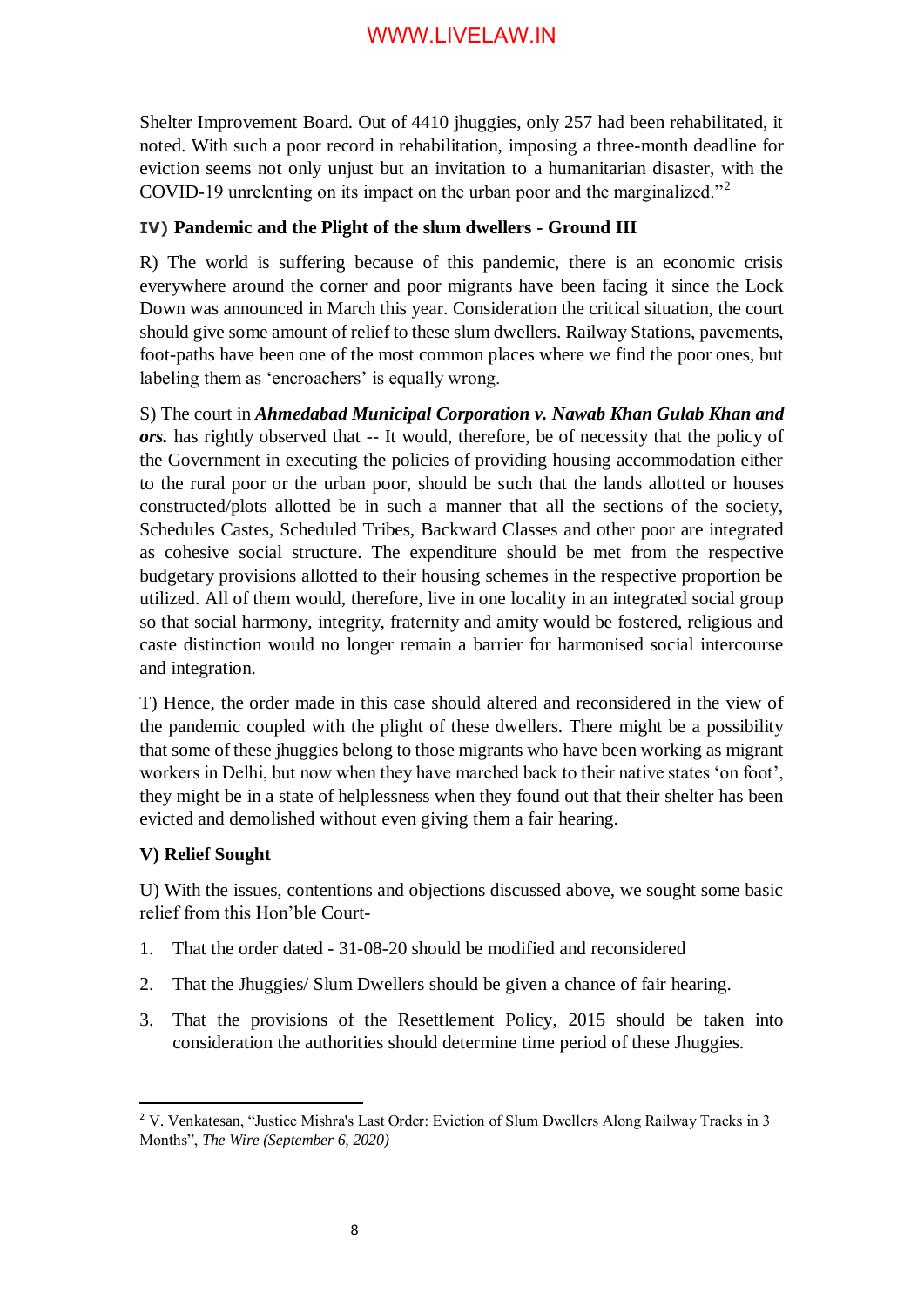Shelter Improvement Board. Out of 4410 jhuggies, only 257 had been rehabilitated, it noted. With such a poor record in rehabilitation, imposing a three-month deadline for eviction seems not only unjust but an invitation to a humanitarian disaster, with the COVID-19 unrelenting on its impact on the urban poor and the marginalized."[2]

### IV) Pandemic and the Plight of the slum dwellers - Ground III

R) The world is suffering because of this pandemic, there is an economic crisis everywhere around the corner and poor migrants have been facing it since the Lock Down was announced in March this year. Consideration the critical situation, the court should give some amount of relief to these slum dwellers. Railway Stations, pavements, foot-paths have been one of the most common places where we find the poor ones, but labeling them as 'encroachers' is equally wrong.

S) The court in ***Ahmedabad Municipal Corporation v. Nawab Khan Gulab Khan and ors.*** has rightly observed that -- It would, therefore, be of necessity that the policy of the Government in executing the policies of providing housing accommodation either to the rural poor or the urban poor, should be such that the lands allotted or houses constructed/plots allotted be in such a manner that all the sections of the society, Schedules Castes, Scheduled Tribes, Backward Classes and other poor are integrated as cohesive social structure. The expenditure should be met from the respective budgetary provisions allotted to their housing schemes in the respective proportion be utilized. All of them would, therefore, live in one locality in an integrated social group so that social harmony, integrity, fraternity and amity would be fostered, religious and caste distinction would no longer remain a barrier for harmonised social intercourse and integration.

T) Hence, the order made in this case should altered and reconsidered in the view of the pandemic coupled with the plight of these dwellers. There might be a possibility that some of these jhuggies belong to those migrants who have been working as migrant workers in Delhi, but now when they have marched back to their native states 'on foot', they might be in a state of helplessness when they found out that their shelter has been evicted and demolished without even giving them a fair hearing.

### V) Relief Sought

U) With the issues, contentions and objections discussed above, we sought some basic relief from this Hon'ble Court-

1. That the order dated - 31-08-20 should be modified and reconsidered
2. That the Jhuggies/ Slum Dwellers should be given a chance of fair hearing.
3. That the provisions of the Resettlement Policy, 2015 should be taken into consideration the authorities should determine time period of these Jhuggies.

---

[2] V. Venkatesan, "Justice Mishra's Last Order: Eviction of Slum Dwellers Along Railway Tracks in 3 Months", *The Wire (September 6, 2020)*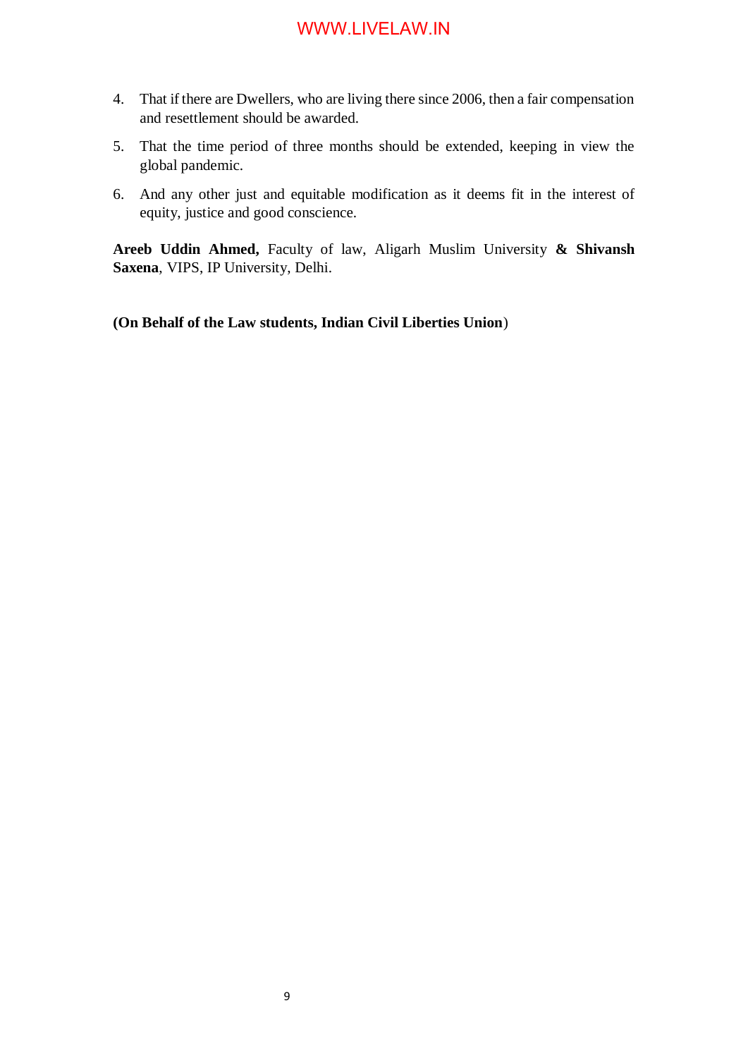4. That if there are Dwellers, who are living there since 2006, then a fair compensation and resettlement should be awarded.
5. That the time period of three months should be extended, keeping in view the global pandemic.
6. And any other just and equitable modification as it deems fit in the interest of equity, justice and good conscience.

**Areeb Uddin Ahmed,** Faculty of law, Aligarh Muslim University **& Shivansh Saxena**, VIPS, IP University, Delhi.

**(On Behalf of the Law students, Indian Civil Liberties Union**)